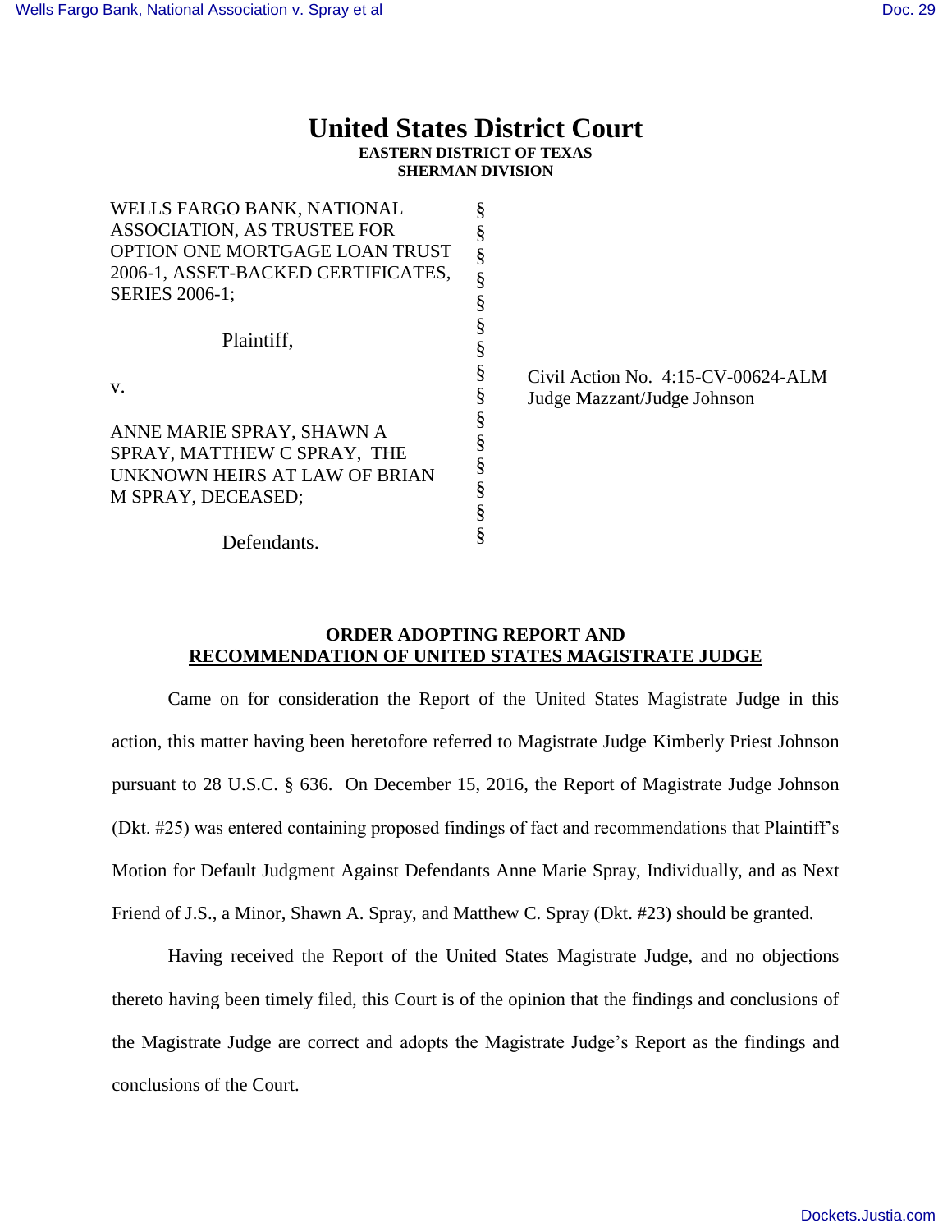# United States District Court

**EASTERN DISTRICT OF TEXAS**
**SHERMAN DIVISION**

| | | |
|---|---|---|
| WELLS FARGO BANK, NATIONAL ASSOCIATION, AS TRUSTEE FOR OPTION ONE MORTGAGE LOAN TRUST 2006-1, ASSET-BACKED CERTIFICATES, SERIES 2006-1; | § | |
| Plaintiff, | § | |
| v. | § | Civil Action No. 4:15-CV-00624-ALM<br>Judge Mazzant/Judge Johnson |
| ANNE MARIE SPRAY, SHAWN A SPRAY, MATTHEW C SPRAY, THE UNKNOWN HEIRS AT LAW OF BRIAN M SPRAY, DECEASED; | § | |
| Defendants. | § | |

**ORDER ADOPTING REPORT AND**
**<u>RECOMMENDATION OF UNITED STATES MAGISTRATE JUDGE</u>**

Came on for consideration the Report of the United States Magistrate Judge in this action, this matter having been heretofore referred to Magistrate Judge Kimberly Priest Johnson pursuant to 28 U.S.C. § 636. On December 15, 2016, the Report of Magistrate Judge Johnson (Dkt. #25) was entered containing proposed findings of fact and recommendations that Plaintiff's Motion for Default Judgment Against Defendants Anne Marie Spray, Individually, and as Next Friend of J.S., a Minor, Shawn A. Spray, and Matthew C. Spray (Dkt. #23) should be granted.

Having received the Report of the United States Magistrate Judge, and no objections thereto having been timely filed, this Court is of the opinion that the findings and conclusions of the Magistrate Judge are correct and adopts the Magistrate Judge's Report as the findings and conclusions of the Court.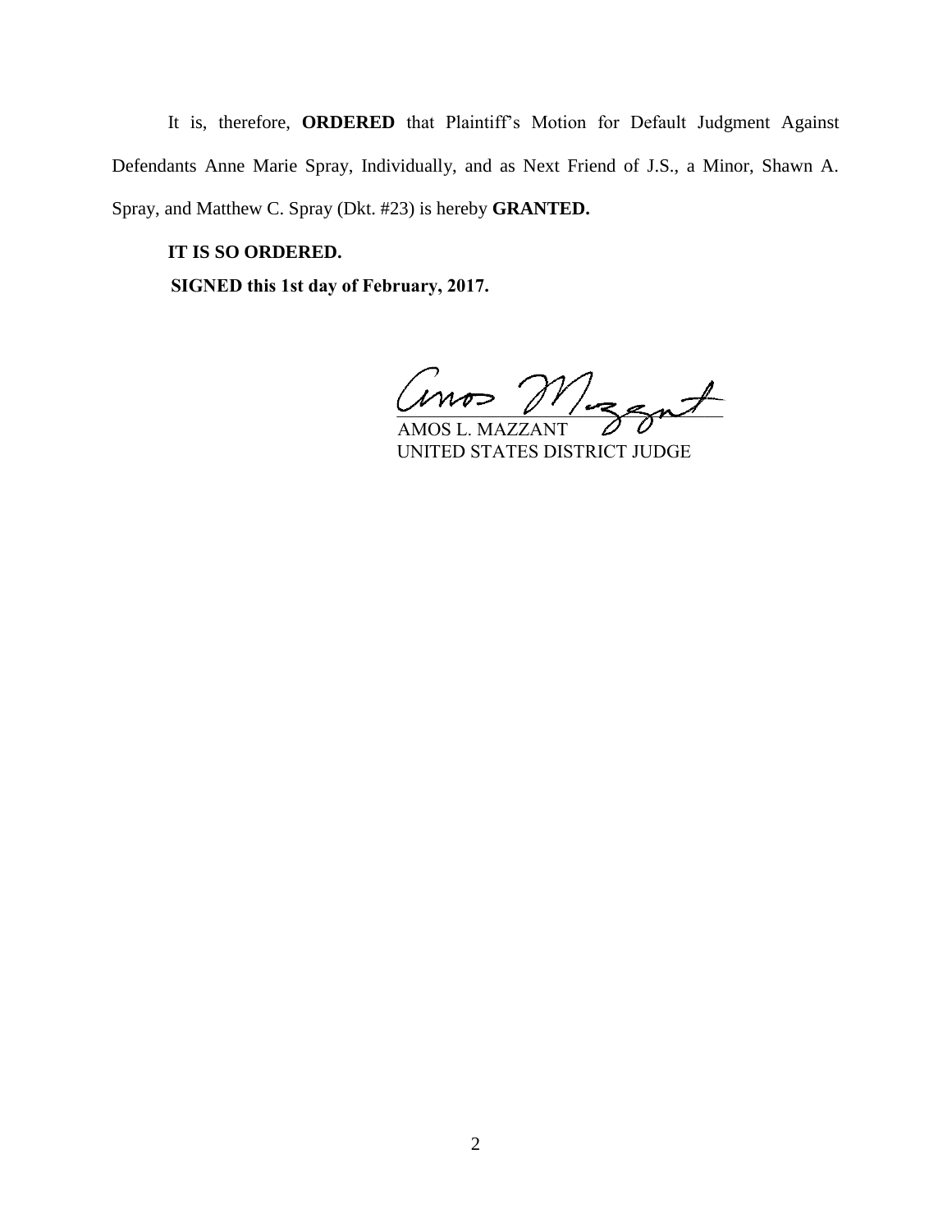It is, therefore, **ORDERED** that Plaintiff's Motion for Default Judgment Against Defendants Anne Marie Spray, Individually, and as Next Friend of J.S., a Minor, Shawn A. Spray, and Matthew C. Spray (Dkt. #23) is hereby **GRANTED.**

**IT IS SO ORDERED.**

**SIGNED this 1st day of February, 2017.**

AMOS L. MAZZANT
UNITED STATES DISTRICT JUDGE